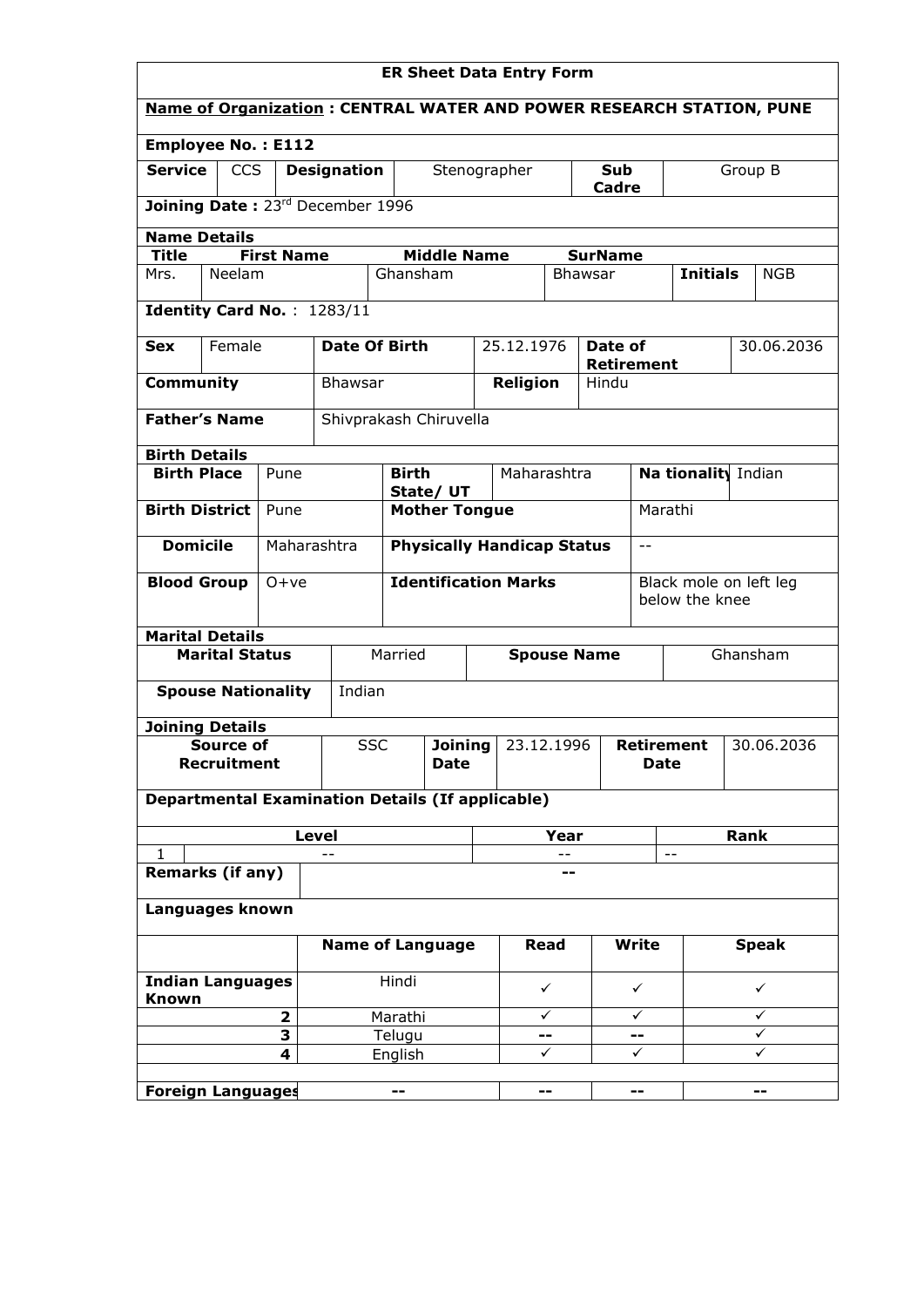# ER Sheet Data Entry Form

**Name of Organization : CENTRAL WATER AND POWER RESEARCH STATION, PUNE**

**Employee No. : E112**

| **Service** | CCS | **Designation** | Stenographer | **Sub Cadre** | Group B |
|---|---|---|---|---|---|

**Joining Date :** 23rd December 1996

**Name Details**

| **Title** | **First Name** | **Middle Name** | **SurName** | | |
|---|---|---|---|---|---|
| Mrs. | Neelam | Ghansham | Bhawsar | **Initials** | NGB |

**Identity Card No.** : 1283/11

| **Sex** | Female | **Date Of Birth** | 25.12.1976 | **Date of Retirement** | 30.06.2036 |
|---|---|---|---|---|---|
| **Community** | | Bhawsar | **Religion** | Hindu | |
| **Father's Name** | | Shivprakash Chiruvella | | | |

**Birth Details**

| **Birth Place** | Pune | **Birth State/ UT** | Maharashtra | **Na tionality** | Indian |
|---|---|---|---|---|---|
| **Birth District** | Pune | **Mother Tongue** | | Marathi | |
| **Domicile** | Maharashtra | **Physically Handicap Status** | | -- | |
| **Blood Group** | O+ve | **Identification Marks** | | Black mole on left leg below the knee | |

**Marital Details**

| **Marital Status** | Married | **Spouse Name** | Ghansham |
|---|---|---|---|
| **Spouse Nationality** | Indian | | |

**Joining Details**

| **Source of Recruitment** | SSC | **Joining Date** | 23.12.1996 | **Retirement Date** | 30.06.2036 |
|---|---|---|---|---|---|

**Departmental Examination Details (If applicable)**

| | **Level** | **Year** | **Rank** |
|---|---|---|---|
| 1 | -- | -- | -- |

| **Remarks (if any)** | -- |
|---|---|

**Languages known**

| | **Name of Language** | **Read** | **Write** | **Speak** |
|---|---|---|---|---|
| **Indian Languages Known** | Hindi | ✓ | ✓ | ✓ |
| **2** | Marathi | ✓ | ✓ | ✓ |
| **3** | Telugu | -- | -- | ✓ |
| **4** | English | ✓ | ✓ | ✓ |
| | | | | |
| **Foreign Languages** | -- | -- | -- | -- |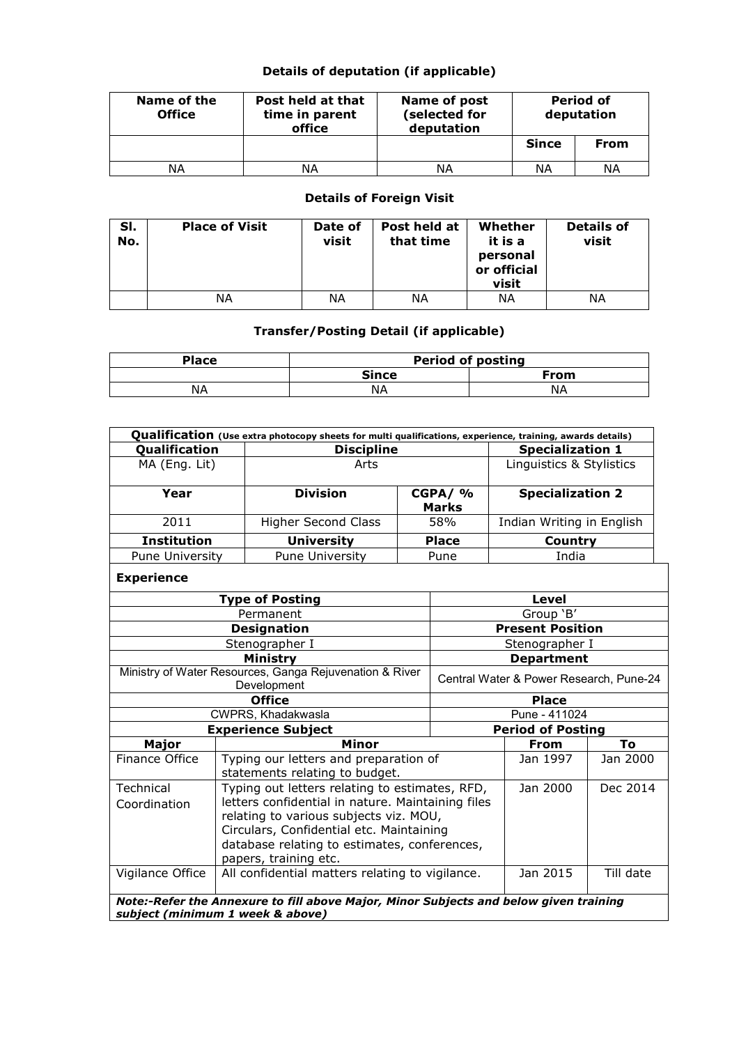### Details of deputation (if applicable)

| Name of the Office | Post held at that time in parent office | Name of post (selected for deputation | Period of deputation | |
|---|---|---|---|---|
| | | | Since | From |
| NA | NA | NA | NA | NA |

### Details of Foreign Visit

| Sl. No. | Place of Visit | Date of visit | Post held at that time | Whether it is a personal or official visit | Details of visit |
|---|---|---|---|---|---|
| | NA | NA | NA | NA | NA |

### Transfer/Posting Detail (if applicable)

| Place | Period of posting | |
|---|---|---|
| | Since | From |
| NA | NA | NA |

| **Qualification** (Use extra photocopy sheets for multi qualifications, experience, training, awards details) | | | |
|---|---|---|---|
| **Qualification** | **Discipline** | | **Specialization 1** |
| MA (Eng. Lit) | Arts | | Linguistics & Stylistics |
| **Year** | **Division** | **CGPA/ % Marks** | **Specialization 2** |
| 2011 | Higher Second Class | 58% | Indian Writing in English |
| **Institution** | **University** | **Place** | **Country** |
| Pune University | Pune University | Pune | India |

**Experience**

| Type of Posting | Level |
|---|---|
| Permanent | Group 'B' |
| **Designation** | **Present Position** |
| Stenographer I | Stenographer I |
| **Ministry** | **Department** |
| Ministry of Water Resources, Ganga Rejuvenation & River Development | Central Water & Power Research, Pune-24 |
| **Office** | **Place** |
| CWPRS, Khadakwasla | Pune - 411024 |

| Experience Subject | | Period of Posting | |
|---|---|---|---|
| **Major** | **Minor** | **From** | **To** |
| Finance Office | Typing our letters and preparation of statements relating to budget. | Jan 1997 | Jan 2000 |
| Technical Coordination | Typing out letters relating to estimates, RFD, letters confidential in nature. Maintaining files relating to various subjects viz. MOU, Circulars, Confidential etc. Maintaining database relating to estimates, conferences, papers, training etc. | Jan 2000 | Dec 2014 |
| Vigilance Office | All confidential matters relating to vigilance. | Jan 2015 | Till date |

***Note:-Refer the Annexure to fill above Major, Minor Subjects and below given training subject (minimum 1 week & above)***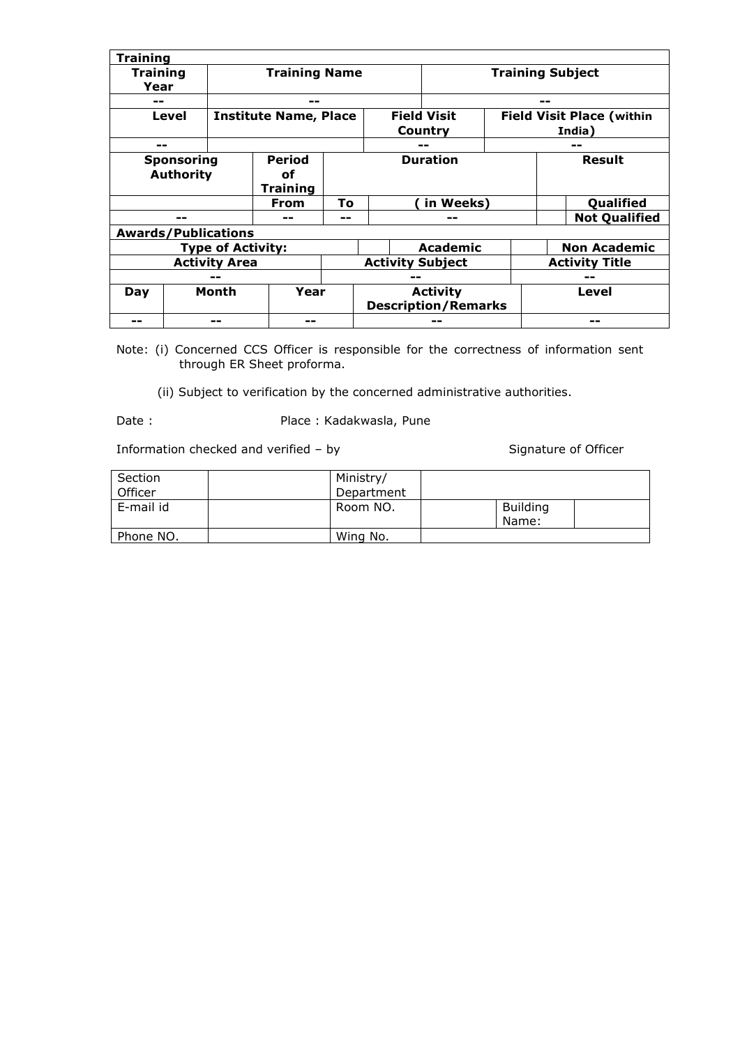| Training | | | | | |
|---|---|---|---|---|---|
| **Training Year** | **Training Name** | | | **Training Subject** | |
| -- | -- | | | -- | |
| **Level** | **Institute Name, Place** | | **Field Visit Country** | **Field Visit Place (within India)** | |
| -- | | | -- | -- | |
| **Sponsoring Authority** | **Period of Training** | | **Duration** | **Result** | |
| | **From** | **To** | **( in Weeks)** | | **Qualified** |
| -- | -- | -- | -- | | **Not Qualified** |

| Awards/Publications | | | | | |
|---|---|---|---|---|---|
| **Type of Activity:** | | | **Academic** | | **Non Academic** |
| **Activity Area** | | **Activity Subject** | | **Activity Title** | |
| -- | | -- | | -- | |
| **Day** | **Month** | **Year** | **Activity Description/Remarks** | **Level** | |
| -- | -- | -- | -- | -- | |

Note: (i) Concerned CCS Officer is responsible for the correctness of information sent through ER Sheet proforma.

(ii) Subject to verification by the concerned administrative authorities.

Date : Place : Kadakwasla, Pune

Information checked and verified – by Signature of Officer

| | | | | | |
|---|---|---|---|---|---|
| Section Officer | | Ministry/ Department | | | |
| E-mail id | | Room NO. | | Building Name: | |
| Phone NO. | | Wing No. | | | |